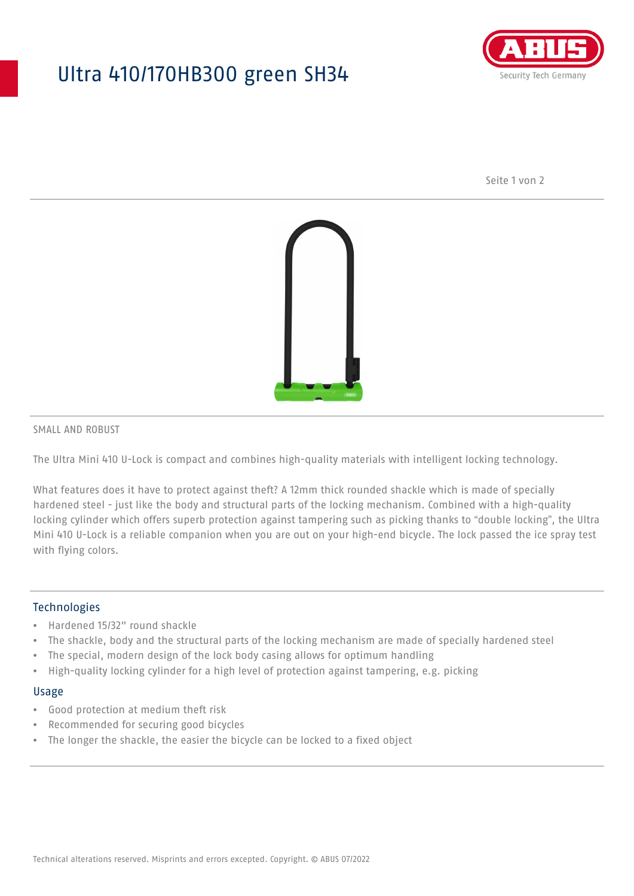# Ultra 410/170HB300 green SH34

SMALL AND ROBUST

The Ultra Mini 410 U-Lock is compact and combines high-quality materials with intelligent locking technology.

What features does it have to protect against theft? A 12mm thick rounded shackle which is made of specially hardened steel - just like the body and structural parts of the locking mechanism. Combined with a high-quality locking cylinder which offers superb protection against tampering such as picking thanks to "double locking", the Ultra Mini 410 U-Lock is a reliable companion when you are out on your high-end bicycle. The lock passed the ice spray test with flying colors.

## Technologies

- Hardened 15/32" round shackle
- The shackle, body and the structural parts of the locking mechanism are made of specially hardened steel
- The special, modern design of the lock body casing allows for optimum handling
- High-quality locking cylinder for a high level of protection against tampering, e.g. picking

## Usage

- Good protection at medium theft risk
- Recommended for securing good bicycles
- The longer the shackle, the easier the bicycle can be locked to a fixed object

Technical alterations reserved. Misprints and errors excepted. Copyright. © ABUS 07/2022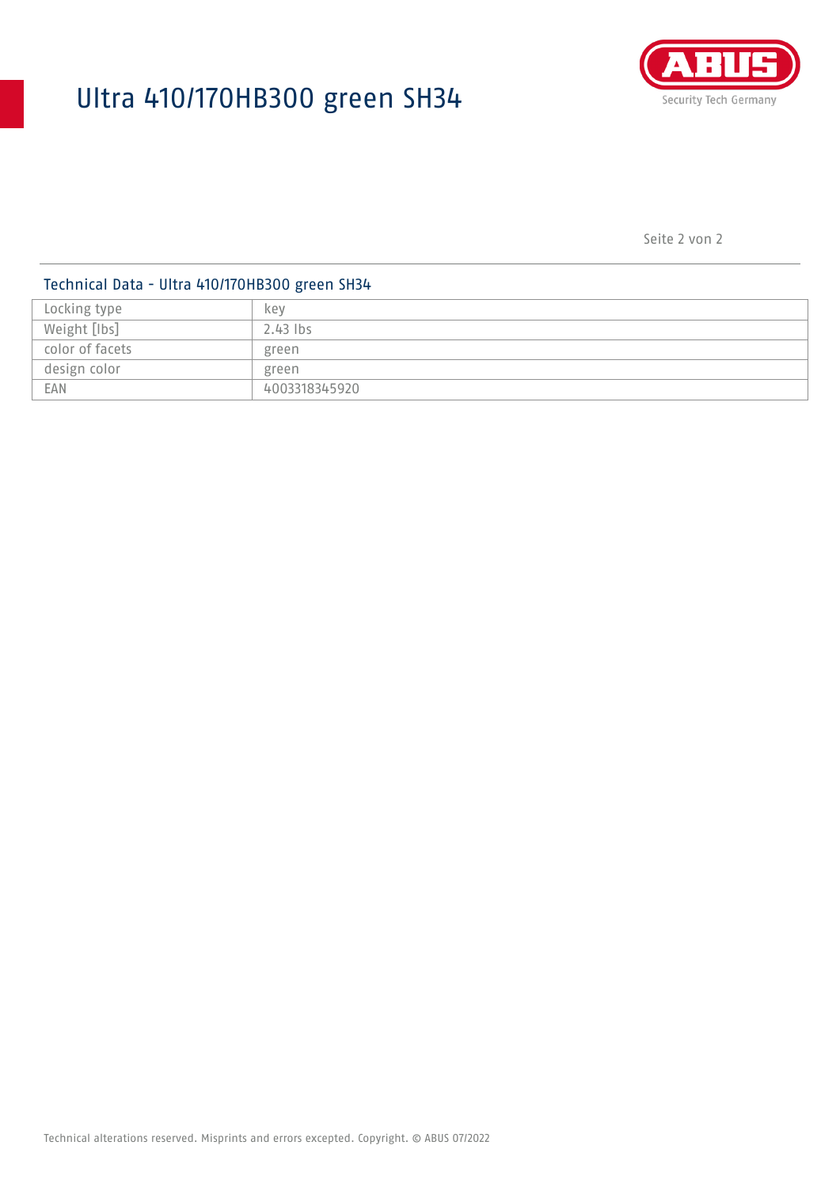# Ultra 410/170HB300 green SH34

## Technical Data - Ultra 410/170HB300 green SH34

| | |
|---|---|
| Locking type | key |
| Weight [lbs] | 2.43 lbs |
| color of facets | green |
| design color | green |
| EAN | 4003318345920 |

Technical alterations reserved. Misprints and errors excepted. Copyright. © ABUS 07/2022